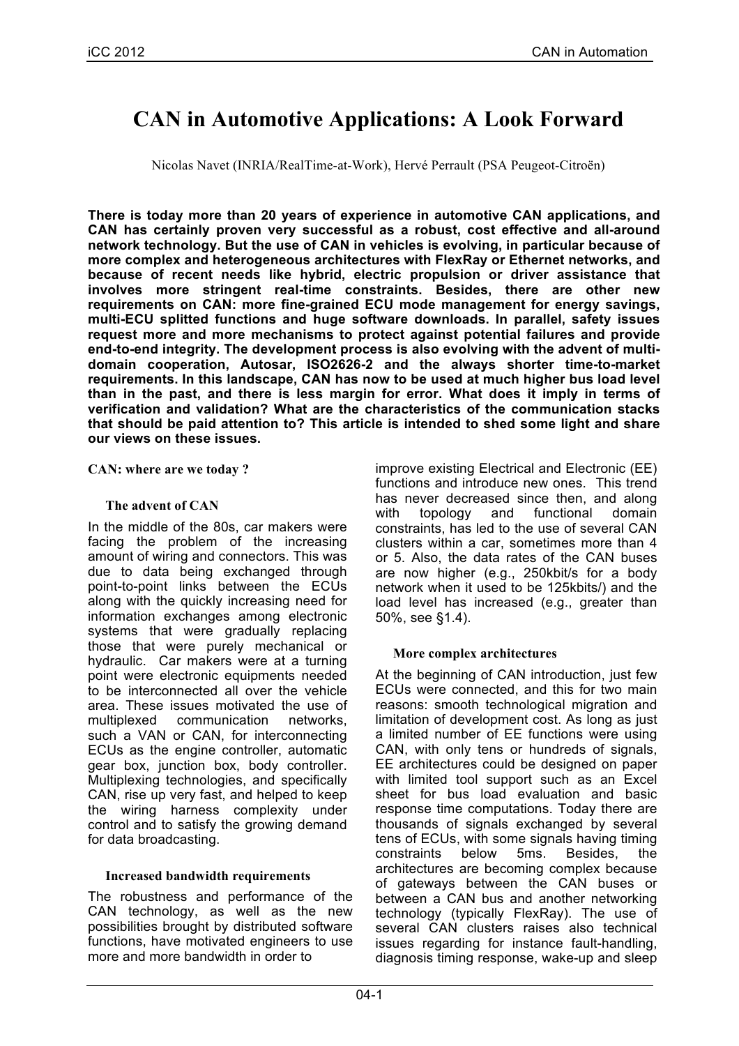# CAN in Automotive Applications: A Look Forward

Nicolas Navet (INRIA/RealTime-at-Work), Hervé Perrault (PSA Peugeot-Citroën)

**There is today more than 20 years of experience in automotive CAN applications, and CAN has certainly proven very successful as a robust, cost effective and all-around network technology. But the use of CAN in vehicles is evolving, in particular because of more complex and heterogeneous architectures with FlexRay or Ethernet networks, and because of recent needs like hybrid, electric propulsion or driver assistance that involves more stringent real-time constraints. Besides, there are other new requirements on CAN: more fine-grained ECU mode management for energy savings, multi-ECU splitted functions and huge software downloads. In parallel, safety issues request more and more mechanisms to protect against potential failures and provide end-to-end integrity. The development process is also evolving with the advent of multi-domain cooperation, Autosar, ISO2626-2 and the always shorter time-to-market requirements. In this landscape, CAN has now to be used at much higher bus load level than in the past, and there is less margin for error. What does it imply in terms of verification and validation? What are the characteristics of the communication stacks that should be paid attention to? This article is intended to shed some light and share our views on these issues.**

## CAN: where are we today ?

### The advent of CAN

In the middle of the 80s, car makers were facing the problem of the increasing amount of wiring and connectors. This was due to data being exchanged through point-to-point links between the ECUs along with the quickly increasing need for information exchanges among electronic systems that were gradually replacing those that were purely mechanical or hydraulic. Car makers were at a turning point were electronic equipments needed to be interconnected all over the vehicle area. These issues motivated the use of multiplexed communication networks, such a VAN or CAN, for interconnecting ECUs as the engine controller, automatic gear box, junction box, body controller. Multiplexing technologies, and specifically CAN, rise up very fast, and helped to keep the wiring harness complexity under control and to satisfy the growing demand for data broadcasting.

### Increased bandwidth requirements

The robustness and performance of the CAN technology, as well as the new possibilities brought by distributed software functions, have motivated engineers to use more and more bandwidth in order to improve existing Electrical and Electronic (EE) functions and introduce new ones. This trend has never decreased since then, and along with topology and functional domain constraints, has led to the use of several CAN clusters within a car, sometimes more than 4 or 5. Also, the data rates of the CAN buses are now higher (e.g., 250kbit/s for a body network when it used to be 125kbits/) and the load level has increased (e.g., greater than 50%, see §1.4).

### More complex architectures

At the beginning of CAN introduction, just few ECUs were connected, and this for two main reasons: smooth technological migration and limitation of development cost. As long as just a limited number of EE functions were using CAN, with only tens or hundreds of signals, EE architectures could be designed on paper with limited tool support such as an Excel sheet for bus load evaluation and basic response time computations. Today there are thousands of signals exchanged by several tens of ECUs, with some signals having timing constraints below 5ms. Besides, the architectures are becoming complex because of gateways between the CAN buses or between a CAN bus and another networking technology (typically FlexRay). The use of several CAN clusters raises also technical issues regarding for instance fault-handling, diagnosis timing response, wake-up and sleep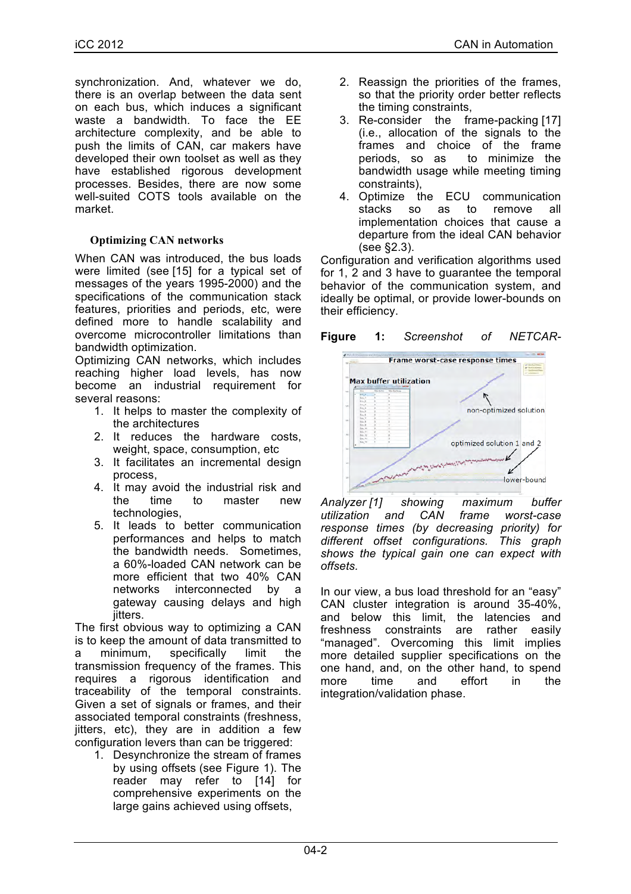synchronization. And, whatever we do, there is an overlap between the data sent on each bus, which induces a significant waste a bandwidth. To face the EE architecture complexity, and be able to push the limits of CAN, car makers have developed their own toolset as well as they have established rigorous development processes. Besides, there are now some well-suited COTS tools available on the market.

### Optimizing CAN networks

When CAN was introduced, the bus loads were limited (see [15] for a typical set of messages of the years 1995-2000) and the specifications of the communication stack features, priorities and periods, etc, were defined more to handle scalability and overcome microcontroller limitations than bandwidth optimization.

Optimizing CAN networks, which includes reaching higher load levels, has now become an industrial requirement for several reasons:

1. It helps to master the complexity of the architectures
2. It reduces the hardware costs, weight, space, consumption, etc
3. It facilitates an incremental design process,
4. It may avoid the industrial risk and the time to master new technologies,
5. It leads to better communication performances and helps to match the bandwidth needs. Sometimes, a 60%-loaded CAN network can be more efficient that two 40% CAN networks interconnected by a gateway causing delays and high jitters.

The first obvious way to optimizing a CAN is to keep the amount of data transmitted to a minimum, specifically the transmission frequency of the frames. This requires a rigorous identification and traceability of the temporal constraints. Given a set of signals or frames, and their associated temporal constraints (freshness, jitters, etc), they are in addition a few configuration levers than can be triggered:

1. Desynchronize the stream of frames by using offsets (see Figure 1). The reader may refer to [14] for comprehensive experiments on the large gains achieved using offsets,
2. Reassign the priorities of the frames, so that the priority order better reflects the timing constraints,
3. Re-consider the frame-packing [17] (i.e., allocation of the signals to the frames and choice of the frame periods, so as to minimize the bandwidth usage while meeting timing constraints),
4. Optimize the ECU communication stacks so as to remove all implementation choices that cause a departure from the ideal CAN behavior (see §2.3).

Configuration and verification algorithms used for 1, 2 and 3 have to guarantee the temporal behavior of the communication system, and ideally be optimal, or provide lower-bounds on their efficiency.

**Figure 1:** *Screenshot of NETCAR-Analyzer [1] showing maximum buffer utilization and CAN frame worst-case response times (by decreasing priority) for different offset configurations. This graph shows the typical gain one can expect with offsets.*

In our view, a bus load threshold for an "easy" CAN cluster integration is around 35-40%, and below this limit, the latencies and freshness constraints are rather easily "managed". Overcoming this limit implies more detailed supplier specifications on the one hand, and, on the other hand, to spend more time and effort in the integration/validation phase.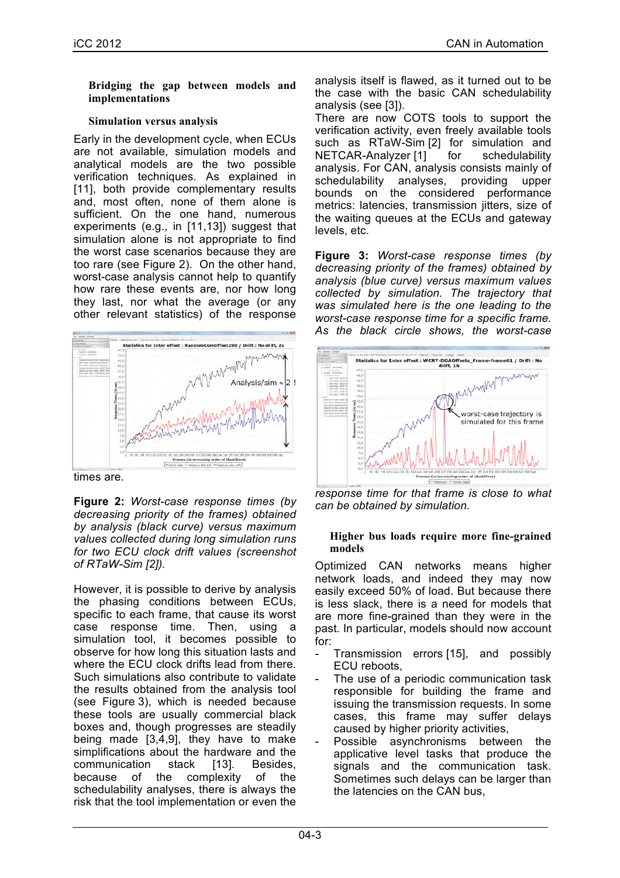## Bridging the gap between models and implementations

### Simulation versus analysis

Early in the development cycle, when ECUs are not available, simulation models and analytical models are the two possible verification techniques. As explained in [11], both provide complementary results and, most often, none of them alone is sufficient. On the one hand, numerous experiments (e.g., in [11,13]) suggest that simulation alone is not appropriate to find the worst case scenarios because they are too rare (see Figure 2). On the other hand, worst-case analysis cannot help to quantify how rare these events are, nor how long they last, nor what the average (or any other relevant statistics) of the response times are.

**Figure 2:** *Worst-case response times (by decreasing priority of the frames) obtained by analysis (black curve) versus maximum values collected during long simulation runs for two ECU clock drift values (screenshot of RTaW-Sim [2]).*

However, it is possible to derive by analysis the phasing conditions between ECUs, specific to each frame, that cause its worst case response time. Then, using a simulation tool, it becomes possible to observe for how long this situation lasts and where the ECU clock drifts lead from there. Such simulations also contribute to validate the results obtained from the analysis tool (see Figure 3), which is needed because these tools are usually commercial black boxes and, though progresses are steadily being made [3,4,9], they have to make simplifications about the hardware and the communication stack [13]. Besides, because of the complexity of the schedulability analyses, there is always the risk that the tool implementation or even the analysis itself is flawed, as it turned out to be the case with the basic CAN schedulability analysis (see [3]).

There are now COTS tools to support the verification activity, even freely available tools such as RTaW-Sim [2] for simulation and NETCAR-Analyzer [1] for schedulability analysis. For CAN, analysis consists mainly of schedulability analyses, providing upper bounds on the considered performance metrics: latencies, transmission jitters, size of the waiting queues at the ECUs and gateway levels, etc.

**Figure 3:** *Worst-case response times (by decreasing priority of the frames) obtained by analysis (blue curve) versus maximum values collected by simulation. The trajectory that was simulated here is the one leading to the worst-case response time for a specific frame. As the black circle shows, the worst-case response time for that frame is close to what can be obtained by simulation.*

### Higher bus loads require more fine-grained models

Optimized CAN networks means higher network loads, and indeed they may now easily exceed 50% of load. But because there is less slack, there is a need for models that are more fine-grained than they were in the past. In particular, models should now account for:

- Transmission errors [15], and possibly ECU reboots,
- The use of a periodic communication task responsible for building the frame and issuing the transmission requests. In some cases, this frame may suffer delays caused by higher priority activities,
- Possible asynchronisms between the applicative level tasks that produce the signals and the communication task. Sometimes such delays can be larger than the latencies on the CAN bus,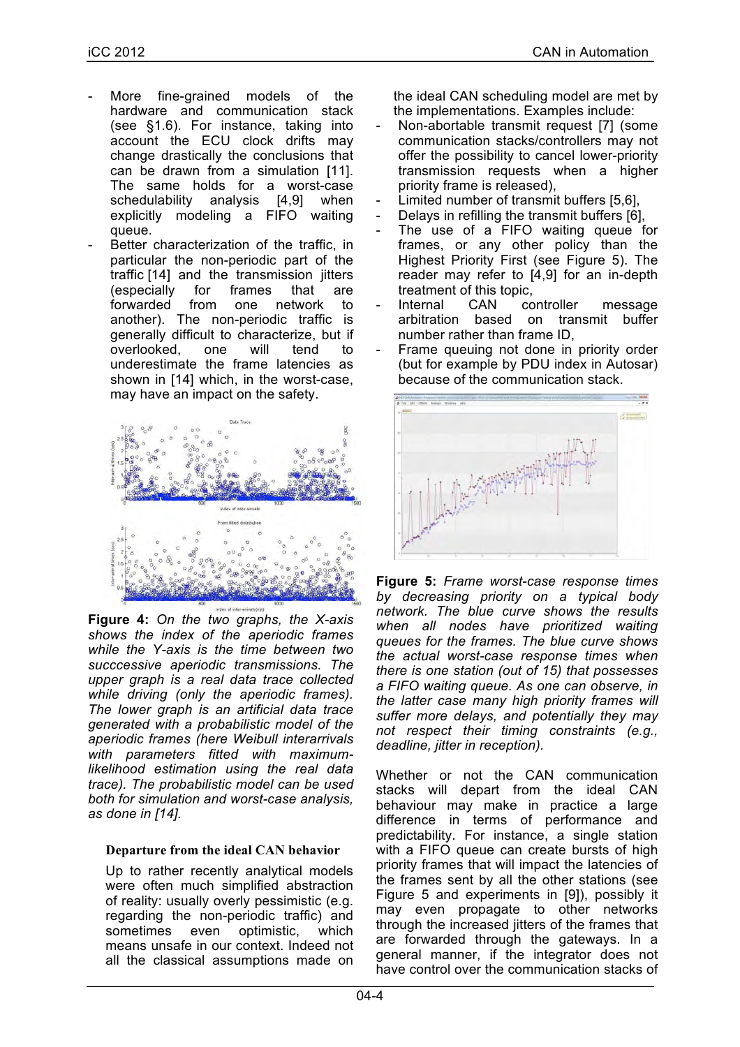- More fine-grained models of the hardware and communication stack (see §1.6). For instance, taking into account the ECU clock drifts may change drastically the conclusions that can be drawn from a simulation [11]. The same holds for a worst-case schedulability analysis [4,9] when explicitly modeling a FIFO waiting queue.
- Better characterization of the traffic, in particular the non-periodic part of the traffic [14] and the transmission jitters (especially for frames that are forwarded from one network to another). The non-periodic traffic is generally difficult to characterize, but if overlooked, one will tend to underestimate the frame latencies as shown in [14] which, in the worst-case, may have an impact on the safety.

**Figure 4:** *On the two graphs, the X-axis shows the index of the aperiodic frames while the Y-axis is the time between two succcessive aperiodic transmissions. The upper graph is a real data trace collected while driving (only the aperiodic frames). The lower graph is an artificial data trace generated with a probabilistic model of the aperiodic frames (here Weibull interarrivals with parameters fitted with maximum-likelihood estimation using the real data trace). The probabilistic model can be used both for simulation and worst-case analysis, as done in [14].*

### Departure from the ideal CAN behavior

Up to rather recently analytical models were often much simplified abstraction of reality: usually overly pessimistic (e.g. regarding the non-periodic traffic) and sometimes even optimistic, which means unsafe in our context. Indeed not all the classical assumptions made on the ideal CAN scheduling model are met by the implementations. Examples include:

- Non-abortable transmit request [7] (some communication stacks/controllers may not offer the possibility to cancel lower-priority transmission requests when a higher priority frame is released),
- Limited number of transmit buffers [5,6],
- Delays in refilling the transmit buffers [6],
- The use of a FIFO waiting queue for frames, or any other policy than the Highest Priority First (see Figure 5). The reader may refer to [4,9] for an in-depth treatment of this topic,
- Internal CAN controller message arbitration based on transmit buffer number rather than frame ID,
- Frame queuing not done in priority order (but for example by PDU index in Autosar) because of the communication stack.

**Figure 5:** *Frame worst-case response times by decreasing priority on a typical body network. The blue curve shows the results when all nodes have prioritized waiting queues for the frames. The blue curve shows the actual worst-case response times when there is one station (out of 15) that possesses a FIFO waiting queue. As one can observe, in the latter case many high priority frames will suffer more delays, and potentially they may not respect their timing constraints (e.g., deadline, jitter in reception).*

Whether or not the CAN communication stacks will depart from the ideal CAN behaviour may make in practice a large difference in terms of performance and predictability. For instance, a single station with a FIFO queue can create bursts of high priority frames that will impact the latencies of the frames sent by all the other stations (see Figure 5 and experiments in [9]), possibly it may even propagate to other networks through the increased jitters of the frames that are forwarded through the gateways. In a general manner, if the integrator does not have control over the communication stacks of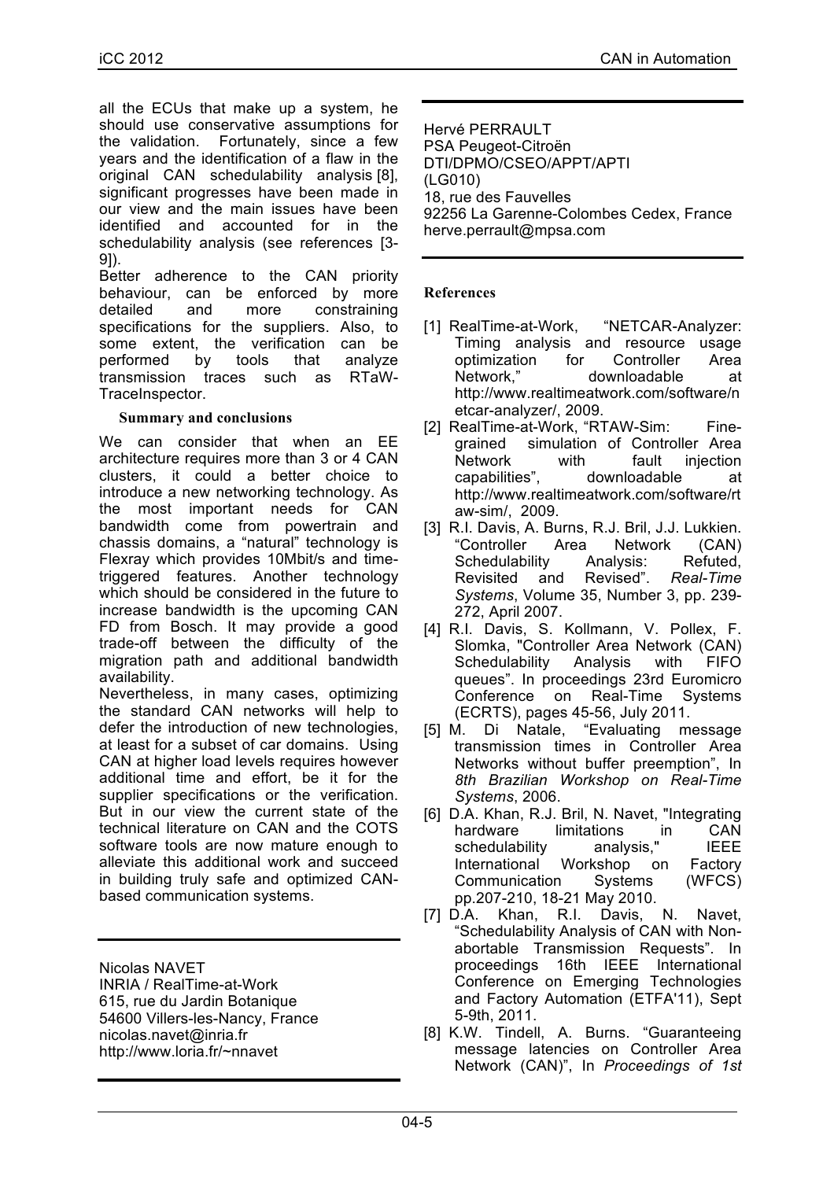all the ECUs that make up a system, he should use conservative assumptions for the validation. Fortunately, since a few years and the identification of a flaw in the original CAN schedulability analysis [8], significant progresses have been made in our view and the main issues have been identified and accounted for in the schedulability analysis (see references [3-9]).

Better adherence to the CAN priority behaviour, can be enforced by more detailed and more constraining specifications for the suppliers. Also, to some extent, the verification can be performed by tools that analyze transmission traces such as RTaW-TraceInspector.

## Summary and conclusions

We can consider that when an EE architecture requires more than 3 or 4 CAN clusters, it could a better choice to introduce a new networking technology. As the most important needs for CAN bandwidth come from powertrain and chassis domains, a "natural" technology is Flexray which provides 10Mbit/s and time-triggered features. Another technology which should be considered in the future to increase bandwidth is the upcoming CAN FD from Bosch. It may provide a good trade-off between the difficulty of the migration path and additional bandwidth availability.

Nevertheless, in many cases, optimizing the standard CAN networks will help to defer the introduction of new technologies, at least for a subset of car domains. Using CAN at higher load levels requires however additional time and effort, be it for the supplier specifications or the verification. But in our view the current state of the technical literature on CAN and the COTS software tools are now mature enough to alleviate this additional work and succeed in building truly safe and optimized CAN-based communication systems.

---

Nicolas NAVET
INRIA / RealTime-at-Work
615, rue du Jardin Botanique
54600 Villers-les-Nancy, France
nicolas.navet@inria.fr
http://www.loria.fr/~nnavet

---

Hervé PERRAULT
PSA Peugeot-Citroën
DTI/DPMO/CSEO/APPT/APTI
(LG010)
18, rue des Fauvelles
92256 La Garenne-Colombes Cedex, France
herve.perrault@mpsa.com

---

## References

[1] RealTime-at-Work, "NETCAR-Analyzer: Timing analysis and resource usage optimization for Controller Area Network," downloadable at http://www.realtimeatwork.com/software/netcar-analyzer/, 2009.

[2] RealTime-at-Work, "RTAW-Sim: Fine-grained simulation of Controller Area Network with fault injection capabilities", downloadable at http://www.realtimeatwork.com/software/rtaw-sim/, 2009.

[3] R.I. Davis, A. Burns, R.J. Bril, J.J. Lukkien. "Controller Area Network (CAN) Schedulability Analysis: Refuted, Revisited and Revised". *Real-Time Systems*, Volume 35, Number 3, pp. 239-272, April 2007.

[4] R.I. Davis, S. Kollmann, V. Pollex, F. Slomka, "Controller Area Network (CAN) Schedulability Analysis with FIFO queues". In proceedings 23rd Euromicro Conference on Real-Time Systems (ECRTS), pages 45-56, July 2011.

[5] M. Di Natale, "Evaluating message transmission times in Controller Area Networks without buffer preemption", In *8th Brazilian Workshop on Real-Time Systems*, 2006.

[6] D.A. Khan, R.J. Bril, N. Navet, "Integrating hardware limitations in CAN schedulability analysis," IEEE International Workshop on Factory Communication Systems (WFCS) pp.207-210, 18-21 May 2010.

[7] D.A. Khan, R.I. Davis, N. Navet, "Schedulability Analysis of CAN with Non-abortable Transmission Requests". In proceedings 16th IEEE International Conference on Emerging Technologies and Factory Automation (ETFA'11), Sept 5-9th, 2011.

[8] K.W. Tindell, A. Burns. "Guaranteeing message latencies on Controller Area Network (CAN)", In *Proceedings of 1st*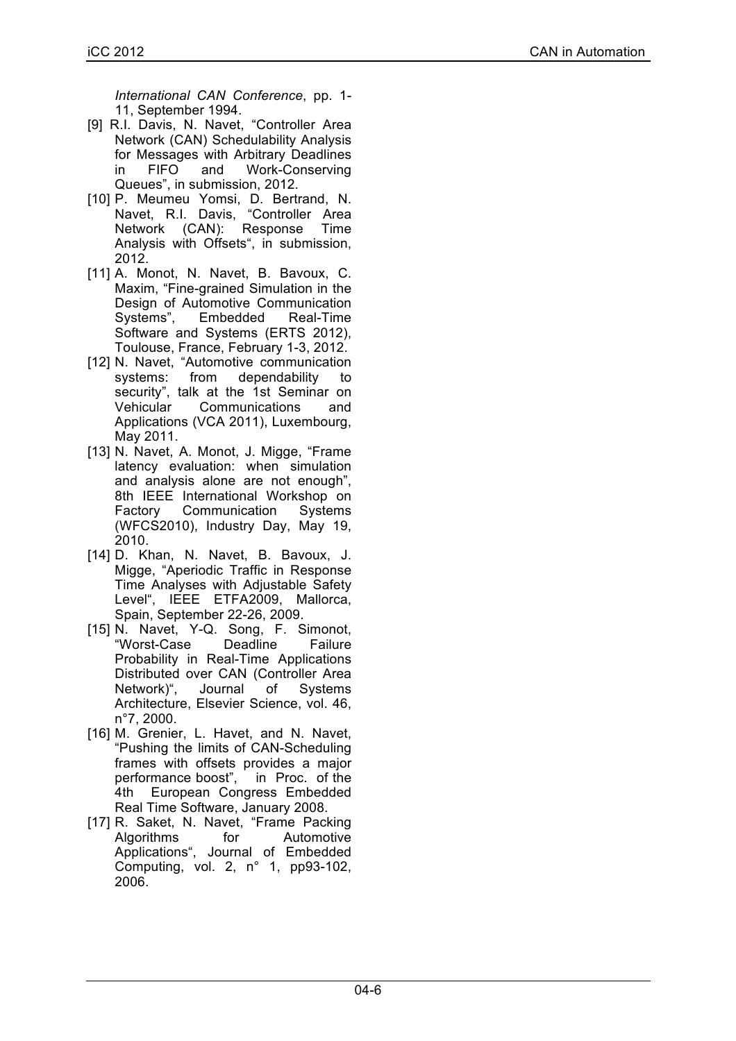*International CAN Conference*, pp. 1-11, September 1994.

[9] R.I. Davis, N. Navet, "Controller Area Network (CAN) Schedulability Analysis for Messages with Arbitrary Deadlines in FIFO and Work-Conserving Queues", in submission, 2012.

[10] P. Meumeu Yomsi, D. Bertrand, N. Navet, R.I. Davis, "Controller Area Network (CAN): Response Time Analysis with Offsets", in submission, 2012.

[11] A. Monot, N. Navet, B. Bavoux, C. Maxim, "Fine-grained Simulation in the Design of Automotive Communication Systems", Embedded Real-Time Software and Systems (ERTS 2012), Toulouse, France, February 1-3, 2012.

[12] N. Navet, "Automotive communication systems: from dependability to security", talk at the 1st Seminar on Vehicular Communications and Applications (VCA 2011), Luxembourg, May 2011.

[13] N. Navet, A. Monot, J. Migge, "Frame latency evaluation: when simulation and analysis alone are not enough", 8th IEEE International Workshop on Factory Communication Systems (WFCS2010), Industry Day, May 19, 2010.

[14] D. Khan, N. Navet, B. Bavoux, J. Migge, "Aperiodic Traffic in Response Time Analyses with Adjustable Safety Level", IEEE ETFA2009, Mallorca, Spain, September 22-26, 2009.

[15] N. Navet, Y-Q. Song, F. Simonot, "Worst-Case Deadline Failure Probability in Real-Time Applications Distributed over CAN (Controller Area Network)", Journal of Systems Architecture, Elsevier Science, vol. 46, n°7, 2000.

[16] M. Grenier, L. Havet, and N. Navet, "Pushing the limits of CAN-Scheduling frames with offsets provides a major performance boost", in Proc. of the 4th European Congress Embedded Real Time Software, January 2008.

[17] R. Saket, N. Navet, "Frame Packing Algorithms for Automotive Applications", Journal of Embedded Computing, vol. 2, n° 1, pp93-102, 2006.